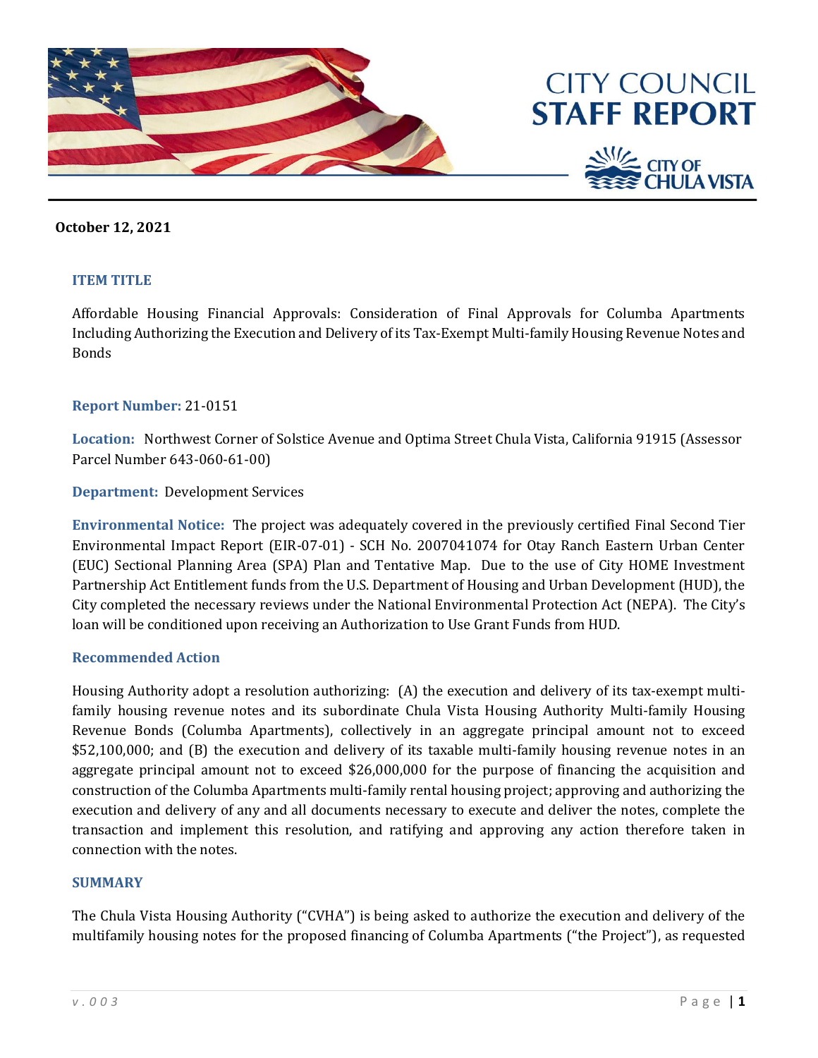# CITY COUNCIL STAFF REPORT

CITY OF CHULA VISTA

**October 12, 2021**

### ITEM TITLE

Affordable Housing Financial Approvals: Consideration of Final Approvals for Columba Apartments Including Authorizing the Execution and Delivery of its Tax-Exempt Multi-family Housing Revenue Notes and Bonds

**Report Number:** 21-0151

**Location:** Northwest Corner of Solstice Avenue and Optima Street Chula Vista, California 91915 (Assessor Parcel Number 643-060-61-00)

**Department:** Development Services

**Environmental Notice:** The project was adequately covered in the previously certified Final Second Tier Environmental Impact Report (EIR-07-01) - SCH No. 2007041074 for Otay Ranch Eastern Urban Center (EUC) Sectional Planning Area (SPA) Plan and Tentative Map. Due to the use of City HOME Investment Partnership Act Entitlement funds from the U.S. Department of Housing and Urban Development (HUD), the City completed the necessary reviews under the National Environmental Protection Act (NEPA). The City's loan will be conditioned upon receiving an Authorization to Use Grant Funds from HUD.

### Recommended Action

Housing Authority adopt a resolution authorizing: (A) the execution and delivery of its tax-exempt multi-family housing revenue notes and its subordinate Chula Vista Housing Authority Multi-family Housing Revenue Bonds (Columba Apartments), collectively in an aggregate principal amount not to exceed $52,100,000; and (B) the execution and delivery of its taxable multi-family housing revenue notes in an aggregate principal amount not to exceed $26,000,000 for the purpose of financing the acquisition and construction of the Columba Apartments multi-family rental housing project; approving and authorizing the execution and delivery of any and all documents necessary to execute and deliver the notes, complete the transaction and implement this resolution, and ratifying and approving any action therefore taken in connection with the notes.

### SUMMARY

The Chula Vista Housing Authority ("CVHA") is being asked to authorize the execution and delivery of the multifamily housing notes for the proposed financing of Columba Apartments ("the Project"), as requested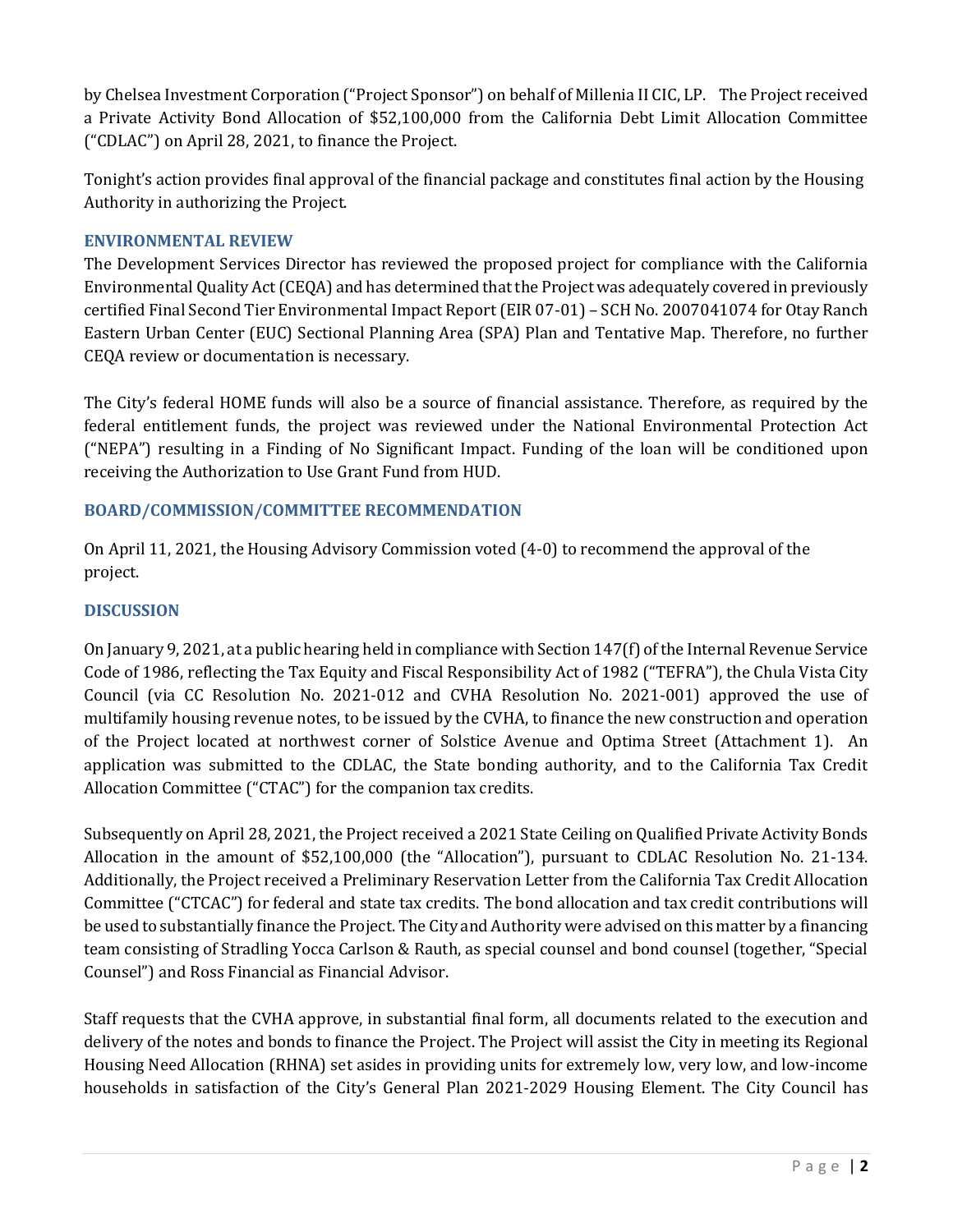by Chelsea Investment Corporation ("Project Sponsor") on behalf of Millenia II CIC, LP. The Project received a Private Activity Bond Allocation of $52,100,000 from the California Debt Limit Allocation Committee ("CDLAC") on April 28, 2021, to finance the Project.

Tonight's action provides final approval of the financial package and constitutes final action by the Housing Authority in authorizing the Project.

## ENVIRONMENTAL REVIEW

The Development Services Director has reviewed the proposed project for compliance with the California Environmental Quality Act (CEQA) and has determined that the Project was adequately covered in previously certified Final Second Tier Environmental Impact Report (EIR 07-01) – SCH No. 2007041074 for Otay Ranch Eastern Urban Center (EUC) Sectional Planning Area (SPA) Plan and Tentative Map. Therefore, no further CEQA review or documentation is necessary.

The City's federal HOME funds will also be a source of financial assistance. Therefore, as required by the federal entitlement funds, the project was reviewed under the National Environmental Protection Act ("NEPA") resulting in a Finding of No Significant Impact. Funding of the loan will be conditioned upon receiving the Authorization to Use Grant Fund from HUD.

## BOARD/COMMISSION/COMMITTEE RECOMMENDATION

On April 11, 2021, the Housing Advisory Commission voted (4-0) to recommend the approval of the project.

## DISCUSSION

On January 9, 2021, at a public hearing held in compliance with Section 147(f) of the Internal Revenue Service Code of 1986, reflecting the Tax Equity and Fiscal Responsibility Act of 1982 ("TEFRA"), the Chula Vista City Council (via CC Resolution No. 2021-012 and CVHA Resolution No. 2021-001) approved the use of multifamily housing revenue notes, to be issued by the CVHA, to finance the new construction and operation of the Project located at northwest corner of Solstice Avenue and Optima Street (Attachment 1). An application was submitted to the CDLAC, the State bonding authority, and to the California Tax Credit Allocation Committee ("CTAC") for the companion tax credits.

Subsequently on April 28, 2021, the Project received a 2021 State Ceiling on Qualified Private Activity Bonds Allocation in the amount of $52,100,000 (the "Allocation"), pursuant to CDLAC Resolution No. 21-134. Additionally, the Project received a Preliminary Reservation Letter from the California Tax Credit Allocation Committee ("CTCAC") for federal and state tax credits. The bond allocation and tax credit contributions will be used to substantially finance the Project. The City and Authority were advised on this matter by a financing team consisting of Stradling Yocca Carlson & Rauth, as special counsel and bond counsel (together, "Special Counsel") and Ross Financial as Financial Advisor.

Staff requests that the CVHA approve, in substantial final form, all documents related to the execution and delivery of the notes and bonds to finance the Project. The Project will assist the City in meeting its Regional Housing Need Allocation (RHNA) set asides in providing units for extremely low, very low, and low-income households in satisfaction of the City's General Plan 2021-2029 Housing Element. The City Council has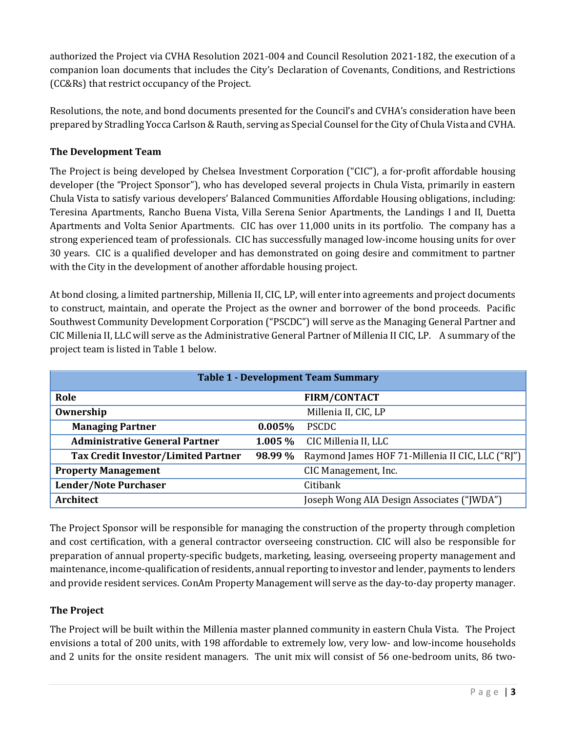authorized the Project via CVHA Resolution 2021-004 and Council Resolution 2021-182, the execution of a companion loan documents that includes the City's Declaration of Covenants, Conditions, and Restrictions (CC&Rs) that restrict occupancy of the Project.

Resolutions, the note, and bond documents presented for the Council's and CVHA's consideration have been prepared by Stradling Yocca Carlson & Rauth, serving as Special Counsel for the City of Chula Vista and CVHA.

**The Development Team**

The Project is being developed by Chelsea Investment Corporation ("CIC"), a for-profit affordable housing developer (the "Project Sponsor"), who has developed several projects in Chula Vista, primarily in eastern Chula Vista to satisfy various developers' Balanced Communities Affordable Housing obligations, including: Teresina Apartments, Rancho Buena Vista, Villa Serena Senior Apartments, the Landings I and II, Duetta Apartments and Volta Senior Apartments. CIC has over 11,000 units in its portfolio. The company has a strong experienced team of professionals. CIC has successfully managed low-income housing units for over 30 years. CIC is a qualified developer and has demonstrated on going desire and commitment to partner with the City in the development of another affordable housing project.

At bond closing, a limited partnership, Millenia II, CIC, LP, will enter into agreements and project documents to construct, maintain, and operate the Project as the owner and borrower of the bond proceeds. Pacific Southwest Community Development Corporation ("PSCDC") will serve as the Managing General Partner and CIC Millenia II, LLC will serve as the Administrative General Partner of Millenia II CIC, LP. A summary of the project team is listed in Table 1 below.

| Table 1 - Development Team Summary | | |
|---|---|---|
| **Role** | | **FIRM/CONTACT** |
| **Ownership** | | Millenia II, CIC, LP |
| **Managing Partner** | **0.005%** | PSCDC |
| **Administrative General Partner** | **1.005 %** | CIC Millenia II, LLC |
| **Tax Credit Investor/Limited Partner** | **98.99 %** | Raymond James HOF 71-Millenia II CIC, LLC ("RJ") |
| **Property Management** | | CIC Management, Inc. |
| **Lender/Note Purchaser** | | Citibank |
| **Architect** | | Joseph Wong AIA Design Associates ("JWDA") |

The Project Sponsor will be responsible for managing the construction of the property through completion and cost certification, with a general contractor overseeing construction. CIC will also be responsible for preparation of annual property-specific budgets, marketing, leasing, overseeing property management and maintenance, income-qualification of residents, annual reporting to investor and lender, payments to lenders and provide resident services. ConAm Property Management will serve as the day-to-day property manager.

**The Project**

The Project will be built within the Millenia master planned community in eastern Chula Vista. The Project envisions a total of 200 units, with 198 affordable to extremely low, very low- and low-income households and 2 units for the onsite resident managers. The unit mix will consist of 56 one-bedroom units, 86 two-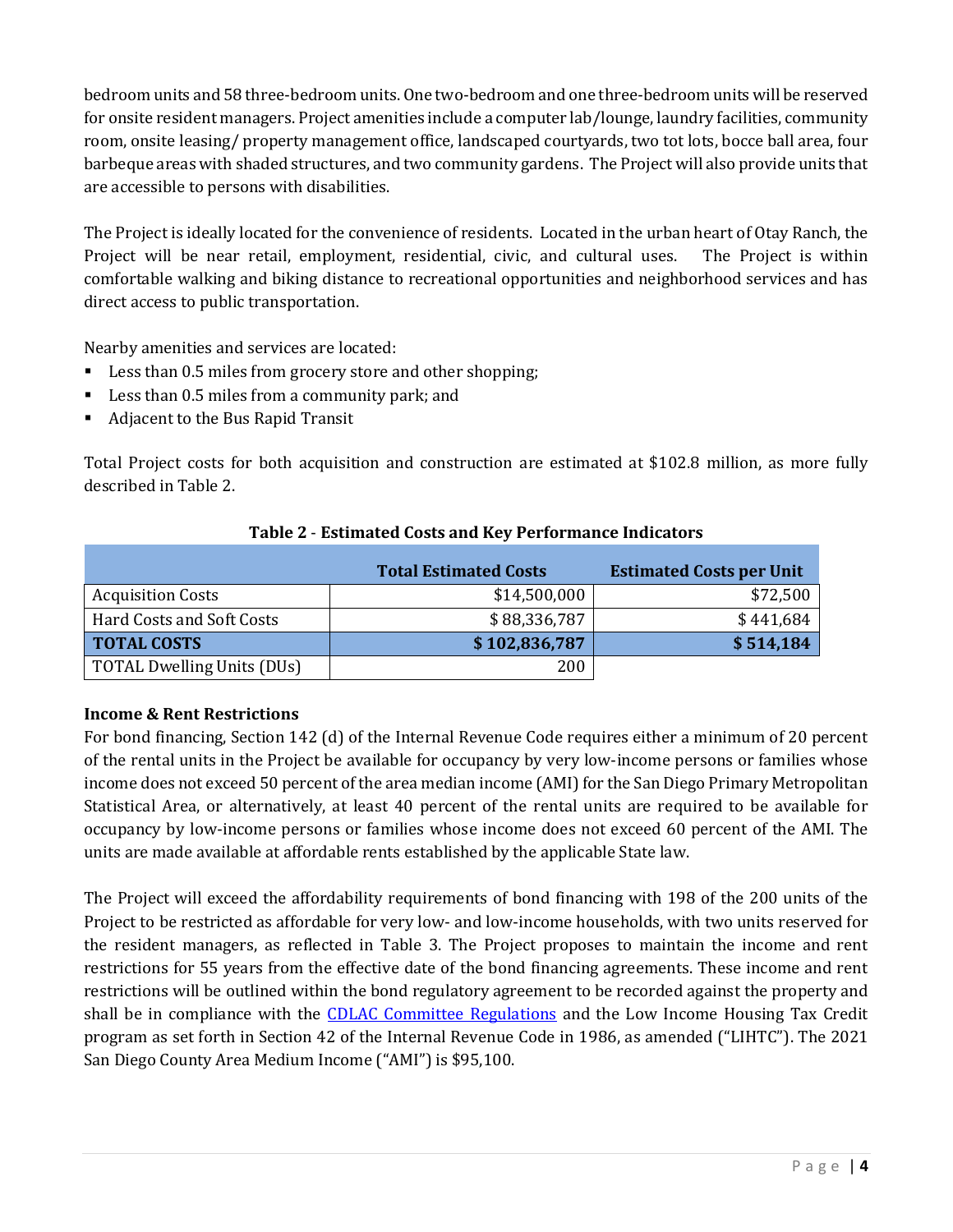bedroom units and 58 three-bedroom units. One two-bedroom and one three-bedroom units will be reserved for onsite resident managers. Project amenities include a computer lab/lounge, laundry facilities, community room, onsite leasing/ property management office, landscaped courtyards, two tot lots, bocce ball area, four barbeque areas with shaded structures, and two community gardens. The Project will also provide units that are accessible to persons with disabilities.

The Project is ideally located for the convenience of residents. Located in the urban heart of Otay Ranch, the Project will be near retail, employment, residential, civic, and cultural uses. The Project is within comfortable walking and biking distance to recreational opportunities and neighborhood services and has direct access to public transportation.

Nearby amenities and services are located:

- Less than 0.5 miles from grocery store and other shopping;
- Less than 0.5 miles from a community park; and
- Adjacent to the Bus Rapid Transit

Total Project costs for both acquisition and construction are estimated at $102.8 million, as more fully described in Table 2.

**Table 2 - Estimated Costs and Key Performance Indicators**

| | Total Estimated Costs | Estimated Costs per Unit |
|---|---:|---:|
| Acquisition Costs | $14,500,000 | $72,500 |
| Hard Costs and Soft Costs | $ 88,336,787 | $ 441,684 |
| **TOTAL COSTS** | **$ 102,836,787** | **$ 514,184** |
| TOTAL Dwelling Units (DUs) | 200 | |

**Income & Rent Restrictions**

For bond financing, Section 142 (d) of the Internal Revenue Code requires either a minimum of 20 percent of the rental units in the Project be available for occupancy by very low-income persons or families whose income does not exceed 50 percent of the area median income (AMI) for the San Diego Primary Metropolitan Statistical Area, or alternatively, at least 40 percent of the rental units are required to be available for occupancy by low-income persons or families whose income does not exceed 60 percent of the AMI. The units are made available at affordable rents established by the applicable State law.

The Project will exceed the affordability requirements of bond financing with 198 of the 200 units of the Project to be restricted as affordable for very low- and low-income households, with two units reserved for the resident managers, as reflected in Table 3. The Project proposes to maintain the income and rent restrictions for 55 years from the effective date of the bond financing agreements. These income and rent restrictions will be outlined within the bond regulatory agreement to be recorded against the property and shall be in compliance with the CDLAC Committee Regulations and the Low Income Housing Tax Credit program as set forth in Section 42 of the Internal Revenue Code in 1986, as amended ("LIHTC"). The 2021 San Diego County Area Medium Income ("AMI") is $95,100.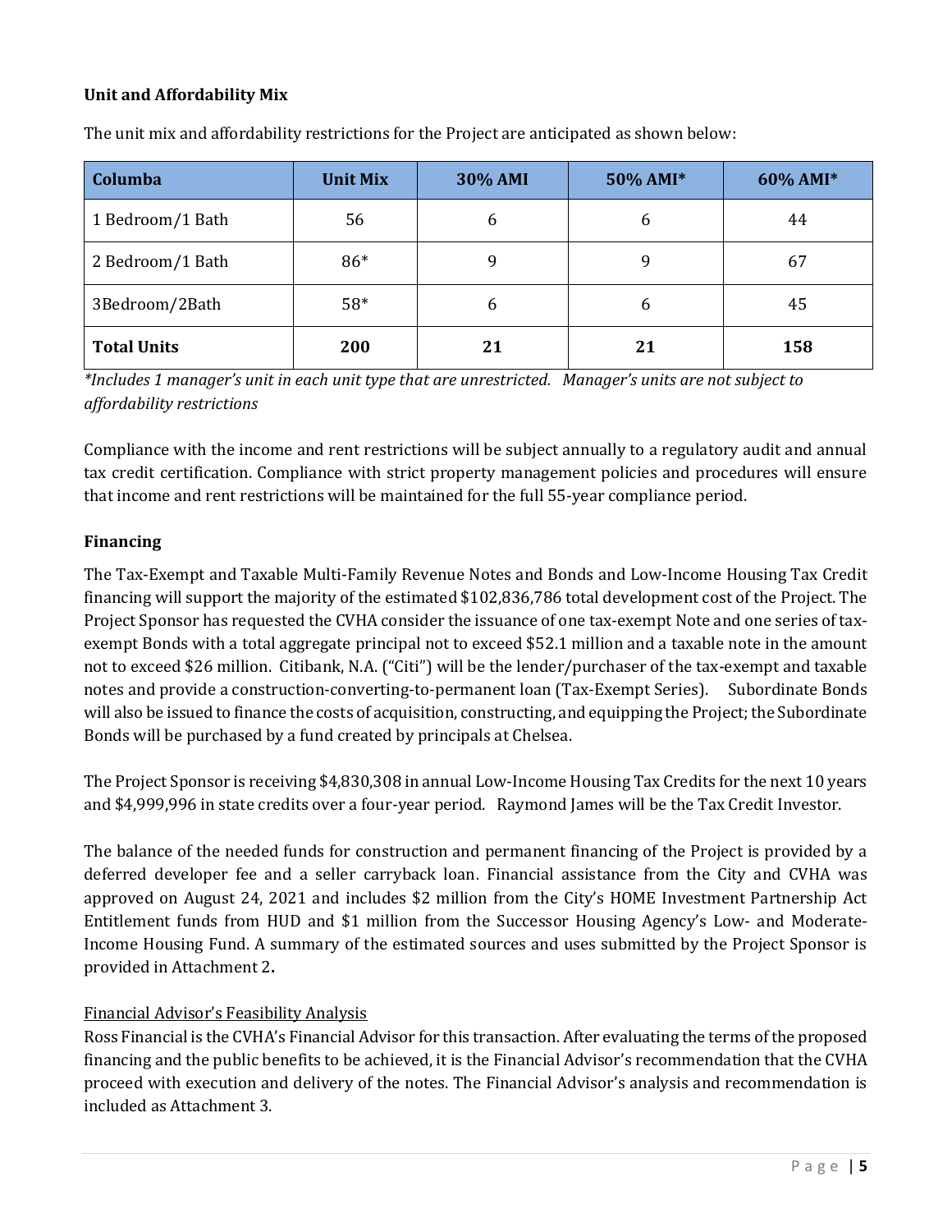**Unit and Affordability Mix**

The unit mix and affordability restrictions for the Project are anticipated as shown below:

| Columba | Unit Mix | 30% AMI | 50% AMI* | 60% AMI* |
|---|---|---|---|---|
| 1 Bedroom/1 Bath | 56 | 6 | 6 | 44 |
| 2 Bedroom/1 Bath | 86* | 9 | 9 | 67 |
| 3Bedroom/2Bath | 58* | 6 | 6 | 45 |
| **Total Units** | **200** | **21** | **21** | **158** |

*\*Includes 1 manager's unit in each unit type that are unrestricted. Manager's units are not subject to affordability restrictions*

Compliance with the income and rent restrictions will be subject annually to a regulatory audit and annual tax credit certification. Compliance with strict property management policies and procedures will ensure that income and rent restrictions will be maintained for the full 55-year compliance period.

**Financing**

The Tax-Exempt and Taxable Multi-Family Revenue Notes and Bonds and Low-Income Housing Tax Credit financing will support the majority of the estimated $102,836,786 total development cost of the Project. The Project Sponsor has requested the CVHA consider the issuance of one tax-exempt Note and one series of tax-exempt Bonds with a total aggregate principal not to exceed $52.1 million and a taxable note in the amount not to exceed $26 million. Citibank, N.A. ("Citi") will be the lender/purchaser of the tax-exempt and taxable notes and provide a construction-converting-to-permanent loan (Tax-Exempt Series). Subordinate Bonds will also be issued to finance the costs of acquisition, constructing, and equipping the Project; the Subordinate Bonds will be purchased by a fund created by principals at Chelsea.

The Project Sponsor is receiving $4,830,308 in annual Low-Income Housing Tax Credits for the next 10 years and $4,999,996 in state credits over a four-year period. Raymond James will be the Tax Credit Investor.

The balance of the needed funds for construction and permanent financing of the Project is provided by a deferred developer fee and a seller carryback loan. Financial assistance from the City and CVHA was approved on August 24, 2021 and includes $2 million from the City's HOME Investment Partnership Act Entitlement funds from HUD and $1 million from the Successor Housing Agency's Low- and Moderate-Income Housing Fund. A summary of the estimated sources and uses submitted by the Project Sponsor is provided in Attachment 2**.**

<u>Financial Advisor's Feasibility Analysis</u>

Ross Financial is the CVHA's Financial Advisor for this transaction. After evaluating the terms of the proposed financing and the public benefits to be achieved, it is the Financial Advisor's recommendation that the CVHA proceed with execution and delivery of the notes. The Financial Advisor's analysis and recommendation is included as Attachment 3.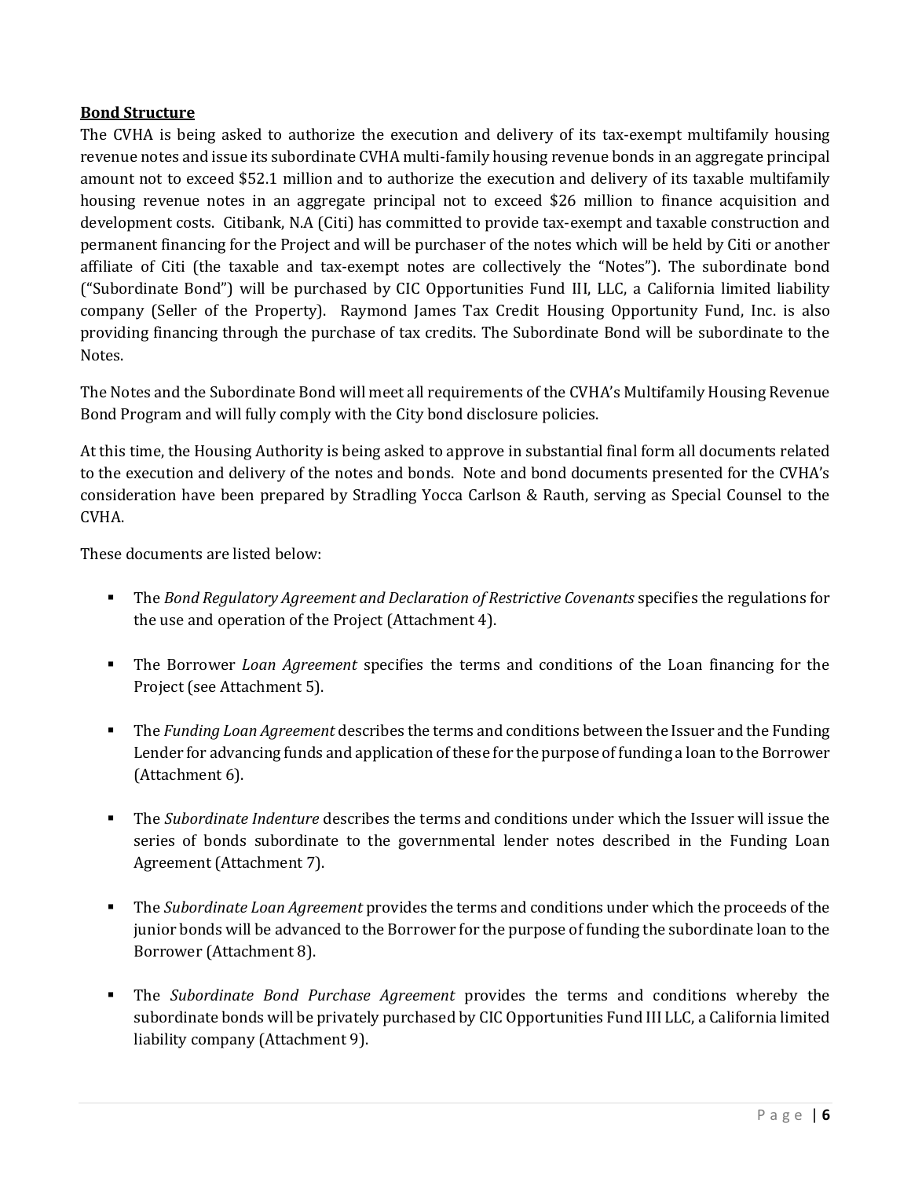**Bond Structure**

The CVHA is being asked to authorize the execution and delivery of its tax-exempt multifamily housing revenue notes and issue its subordinate CVHA multi-family housing revenue bonds in an aggregate principal amount not to exceed $52.1 million and to authorize the execution and delivery of its taxable multifamily housing revenue notes in an aggregate principal not to exceed $26 million to finance acquisition and development costs. Citibank, N.A (Citi) has committed to provide tax-exempt and taxable construction and permanent financing for the Project and will be purchaser of the notes which will be held by Citi or another affiliate of Citi (the taxable and tax-exempt notes are collectively the "Notes"). The subordinate bond ("Subordinate Bond") will be purchased by CIC Opportunities Fund III, LLC, a California limited liability company (Seller of the Property). Raymond James Tax Credit Housing Opportunity Fund, Inc. is also providing financing through the purchase of tax credits. The Subordinate Bond will be subordinate to the Notes.

The Notes and the Subordinate Bond will meet all requirements of the CVHA's Multifamily Housing Revenue Bond Program and will fully comply with the City bond disclosure policies.

At this time, the Housing Authority is being asked to approve in substantial final form all documents related to the execution and delivery of the notes and bonds. Note and bond documents presented for the CVHA's consideration have been prepared by Stradling Yocca Carlson & Rauth, serving as Special Counsel to the CVHA.

These documents are listed below:

- The *Bond Regulatory Agreement and Declaration of Restrictive Covenants* specifies the regulations for the use and operation of the Project (Attachment 4).
- The Borrower *Loan Agreement* specifies the terms and conditions of the Loan financing for the Project (see Attachment 5).
- The *Funding Loan Agreement* describes the terms and conditions between the Issuer and the Funding Lender for advancing funds and application of these for the purpose of funding a loan to the Borrower (Attachment 6).
- The *Subordinate Indenture* describes the terms and conditions under which the Issuer will issue the series of bonds subordinate to the governmental lender notes described in the Funding Loan Agreement (Attachment 7).
- The *Subordinate Loan Agreement* provides the terms and conditions under which the proceeds of the junior bonds will be advanced to the Borrower for the purpose of funding the subordinate loan to the Borrower (Attachment 8).
- The *Subordinate Bond Purchase Agreement* provides the terms and conditions whereby the subordinate bonds will be privately purchased by CIC Opportunities Fund III LLC, a California limited liability company (Attachment 9).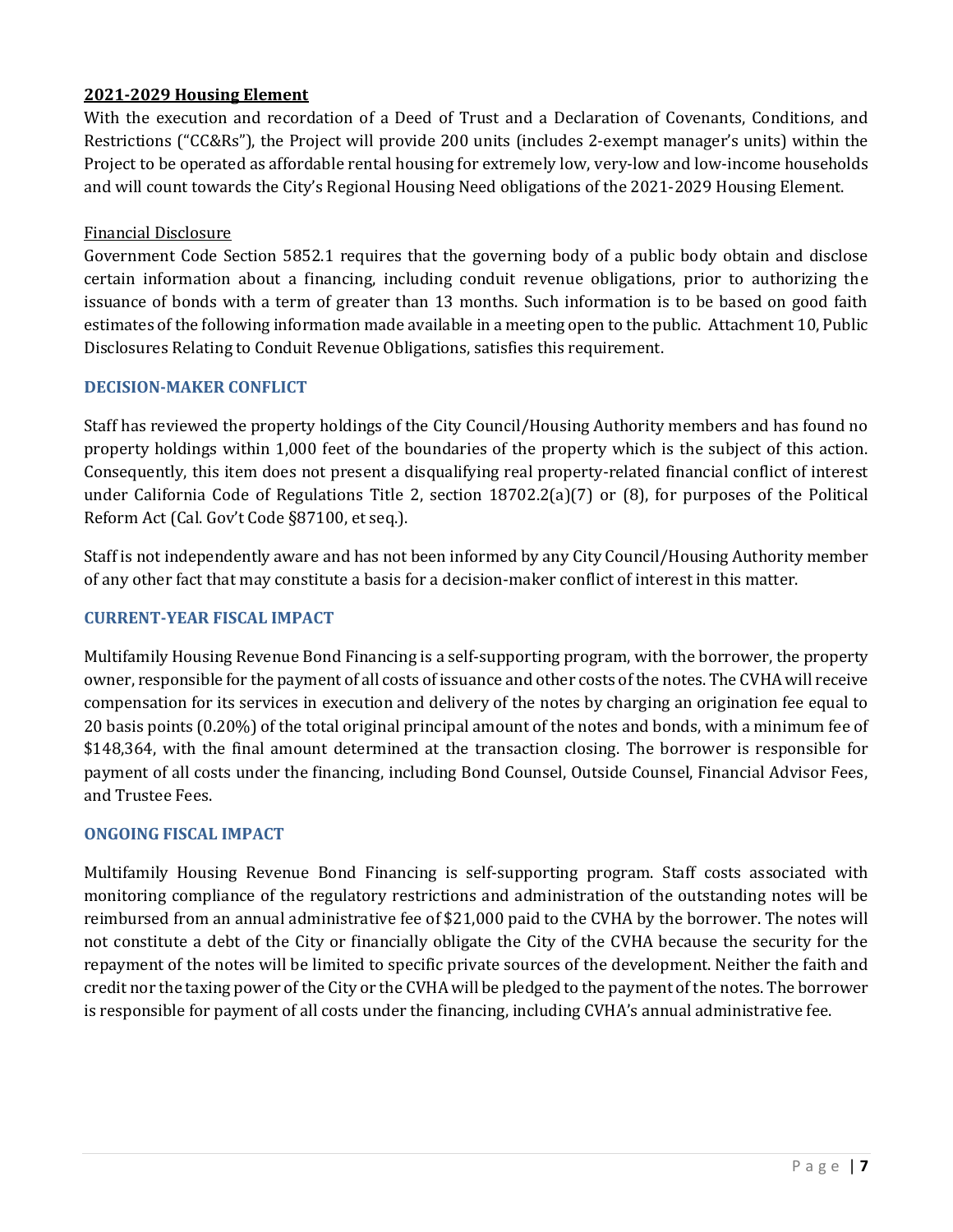**2021-2029 Housing Element**

With the execution and recordation of a Deed of Trust and a Declaration of Covenants, Conditions, and Restrictions ("CC&Rs"), the Project will provide 200 units (includes 2-exempt manager's units) within the Project to be operated as affordable rental housing for extremely low, very-low and low-income households and will count towards the City's Regional Housing Need obligations of the 2021-2029 Housing Element.

Financial Disclosure

Government Code Section 5852.1 requires that the governing body of a public body obtain and disclose certain information about a financing, including conduit revenue obligations, prior to authorizing the issuance of bonds with a term of greater than 13 months. Such information is to be based on good faith estimates of the following information made available in a meeting open to the public. Attachment 10, Public Disclosures Relating to Conduit Revenue Obligations, satisfies this requirement.

## DECISION-MAKER CONFLICT

Staff has reviewed the property holdings of the City Council/Housing Authority members and has found no property holdings within 1,000 feet of the boundaries of the property which is the subject of this action. Consequently, this item does not present a disqualifying real property-related financial conflict of interest under California Code of Regulations Title 2, section 18702.2(a)(7) or (8), for purposes of the Political Reform Act (Cal. Gov't Code §87100, et seq.).

Staff is not independently aware and has not been informed by any City Council/Housing Authority member of any other fact that may constitute a basis for a decision-maker conflict of interest in this matter.

## CURRENT-YEAR FISCAL IMPACT

Multifamily Housing Revenue Bond Financing is a self-supporting program, with the borrower, the property owner, responsible for the payment of all costs of issuance and other costs of the notes. The CVHA will receive compensation for its services in execution and delivery of the notes by charging an origination fee equal to 20 basis points (0.20%) of the total original principal amount of the notes and bonds, with a minimum fee of $148,364, with the final amount determined at the transaction closing. The borrower is responsible for payment of all costs under the financing, including Bond Counsel, Outside Counsel, Financial Advisor Fees, and Trustee Fees.

## ONGOING FISCAL IMPACT

Multifamily Housing Revenue Bond Financing is self-supporting program. Staff costs associated with monitoring compliance of the regulatory restrictions and administration of the outstanding notes will be reimbursed from an annual administrative fee of $21,000 paid to the CVHA by the borrower. The notes will not constitute a debt of the City or financially obligate the City of the CVHA because the security for the repayment of the notes will be limited to specific private sources of the development. Neither the faith and credit nor the taxing power of the City or the CVHA will be pledged to the payment of the notes. The borrower is responsible for payment of all costs under the financing, including CVHA's annual administrative fee.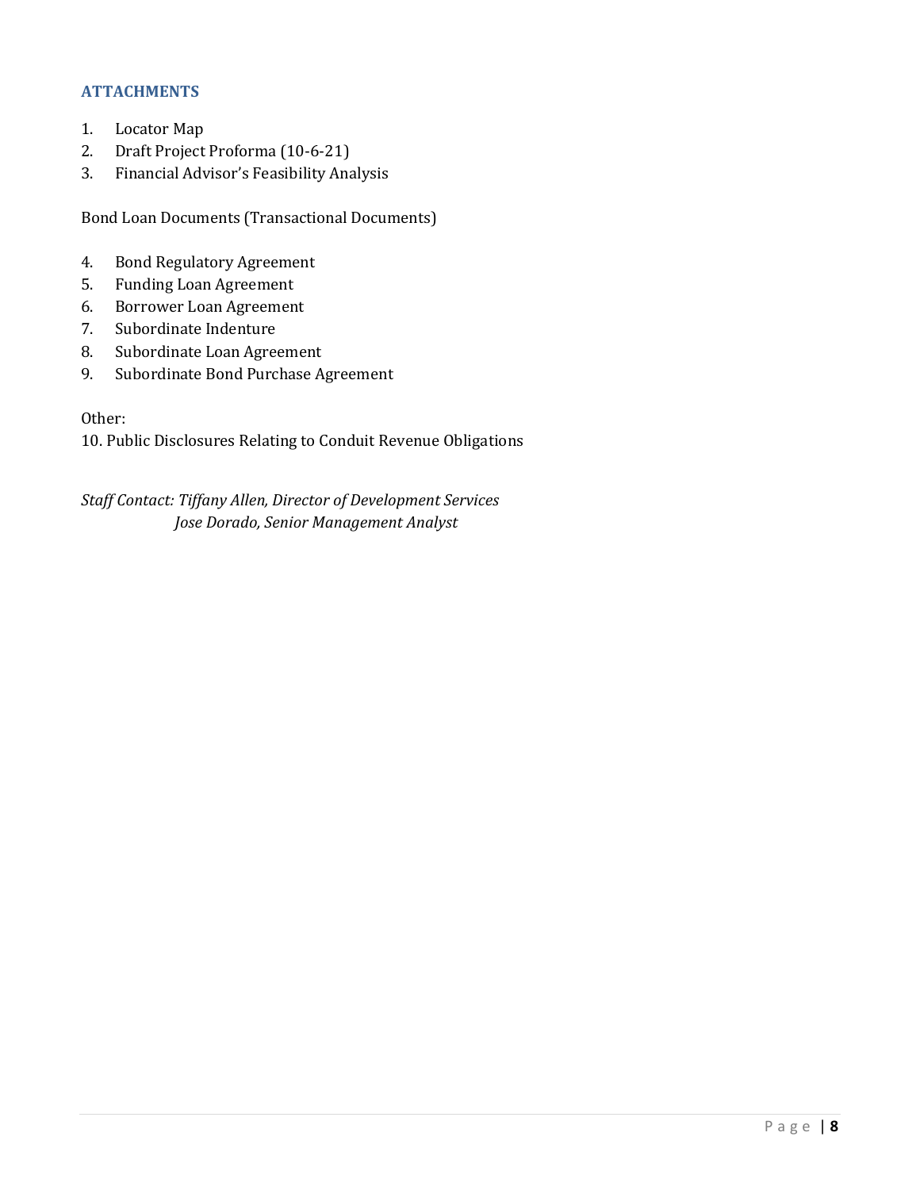## ATTACHMENTS

1. Locator Map
2. Draft Project Proforma (10-6-21)
3. Financial Advisor's Feasibility Analysis

Bond Loan Documents (Transactional Documents)

4. Bond Regulatory Agreement
5. Funding Loan Agreement
6. Borrower Loan Agreement
7. Subordinate Indenture
8. Subordinate Loan Agreement
9. Subordinate Bond Purchase Agreement

Other:

10. Public Disclosures Relating to Conduit Revenue Obligations

*Staff Contact: Tiffany Allen, Director of Development Services*
*Jose Dorado, Senior Management Analyst*